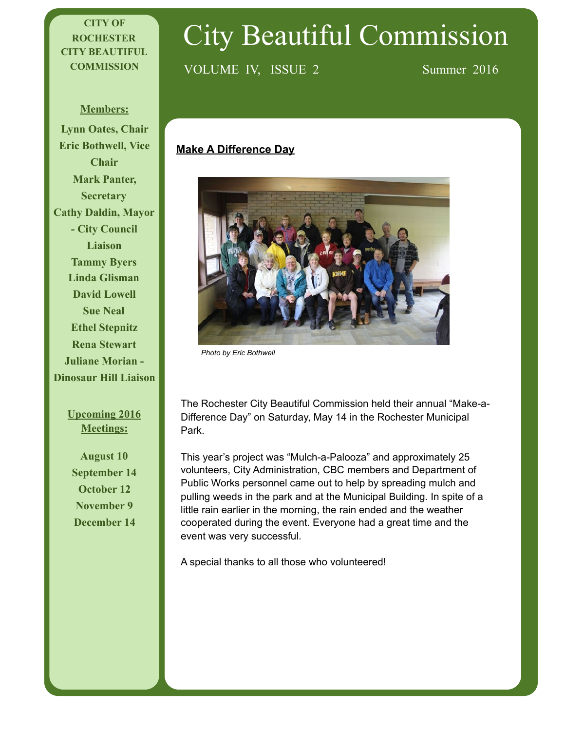# City Beautiful Commission

VOLUME IV, ISSUE 2 Summer 2016

**CITY OF ROCHESTER CITY BEAUTIFUL COMMISSION**

**Members:**

**Lynn Oates, Chair**
**Eric Bothwell, Vice Chair**
**Mark Panter, Secretary**
**Cathy Daldin, Mayor - City Council Liaison**
**Tammy Byers**
**Linda Glisman**
**David Lowell**
**Sue Neal**
**Ethel Stepnitz**
**Rena Stewart**
**Juliane Morian - Dinosaur Hill Liaison**

**Upcoming 2016 Meetings:**

**August 10**
**September 14**
**October 12**
**November 9**
**December 14**

## Make A Difference Day

*Photo by Eric Bothwell*

The Rochester City Beautiful Commission held their annual "Make-a-Difference Day" on Saturday, May 14 in the Rochester Municipal Park.

This year's project was "Mulch-a-Palooza" and approximately 25 volunteers, City Administration, CBC members and Department of Public Works personnel came out to help by spreading mulch and pulling weeds in the park and at the Municipal Building. In spite of a little rain earlier in the morning, the rain ended and the weather cooperated during the event. Everyone had a great time and the event was very successful.

A special thanks to all those who volunteered!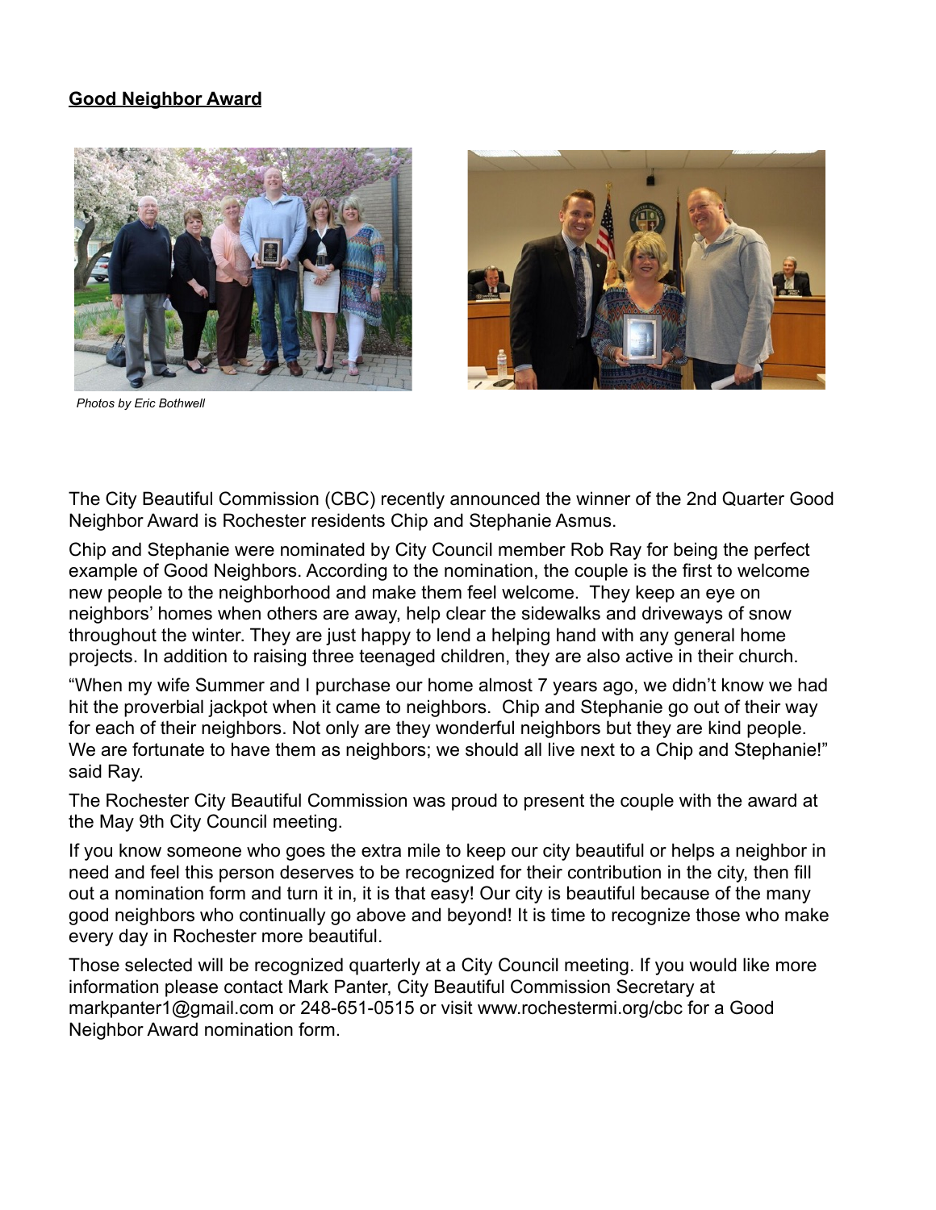**Good Neighbor Award**

*Photos by Eric Bothwell*

The City Beautiful Commission (CBC) recently announced the winner of the 2nd Quarter Good Neighbor Award is Rochester residents Chip and Stephanie Asmus.

Chip and Stephanie were nominated by City Council member Rob Ray for being the perfect example of Good Neighbors. According to the nomination, the couple is the first to welcome new people to the neighborhood and make them feel welcome. They keep an eye on neighbors' homes when others are away, help clear the sidewalks and driveways of snow throughout the winter. They are just happy to lend a helping hand with any general home projects. In addition to raising three teenaged children, they are also active in their church.

"When my wife Summer and I purchase our home almost 7 years ago, we didn't know we had hit the proverbial jackpot when it came to neighbors. Chip and Stephanie go out of their way for each of their neighbors. Not only are they wonderful neighbors but they are kind people. We are fortunate to have them as neighbors; we should all live next to a Chip and Stephanie!" said Ray.

The Rochester City Beautiful Commission was proud to present the couple with the award at the May 9th City Council meeting.

If you know someone who goes the extra mile to keep our city beautiful or helps a neighbor in need and feel this person deserves to be recognized for their contribution in the city, then fill out a nomination form and turn it in, it is that easy! Our city is beautiful because of the many good neighbors who continually go above and beyond! It is time to recognize those who make every day in Rochester more beautiful.

Those selected will be recognized quarterly at a City Council meeting. If you would like more information please contact Mark Panter, City Beautiful Commission Secretary at markpanter1@gmail.com or 248-651-0515 or visit www.rochestermi.org/cbc for a Good Neighbor Award nomination form.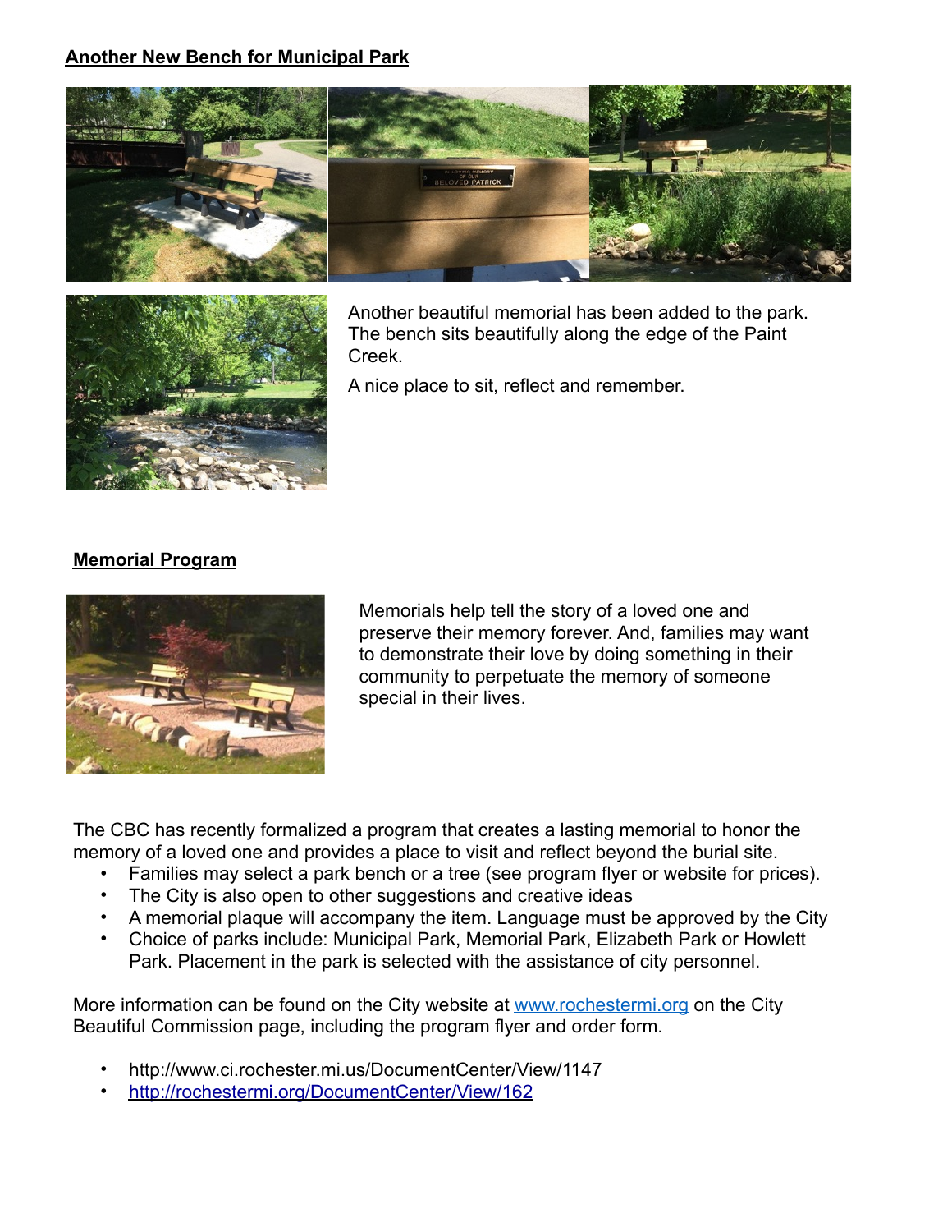**Another New Bench for Municipal Park**

Another beautiful memorial has been added to the park. The bench sits beautifully along the edge of the Paint Creek.

A nice place to sit, reflect and remember.

**Memorial Program**

Memorials help tell the story of a loved one and preserve their memory forever. And, families may want to demonstrate their love by doing something in their community to perpetuate the memory of someone special in their lives.

The CBC has recently formalized a program that creates a lasting memorial to honor the memory of a loved one and provides a place to visit and reflect beyond the burial site.

- Families may select a park bench or a tree (see program flyer or website for prices).
- The City is also open to other suggestions and creative ideas
- A memorial plaque will accompany the item. Language must be approved by the City
- Choice of parks include: Municipal Park, Memorial Park, Elizabeth Park or Howlett Park. Placement in the park is selected with the assistance of city personnel.

More information can be found on the City website at [www.rochestermi.org](http://www.rochestermi.org) on the City Beautiful Commission page, including the program flyer and order form.

- http://www.ci.rochester.mi.us/DocumentCenter/View/1147
- [http://rochestermi.org/DocumentCenter/View/162](http://rochestermi.org/DocumentCenter/View/162)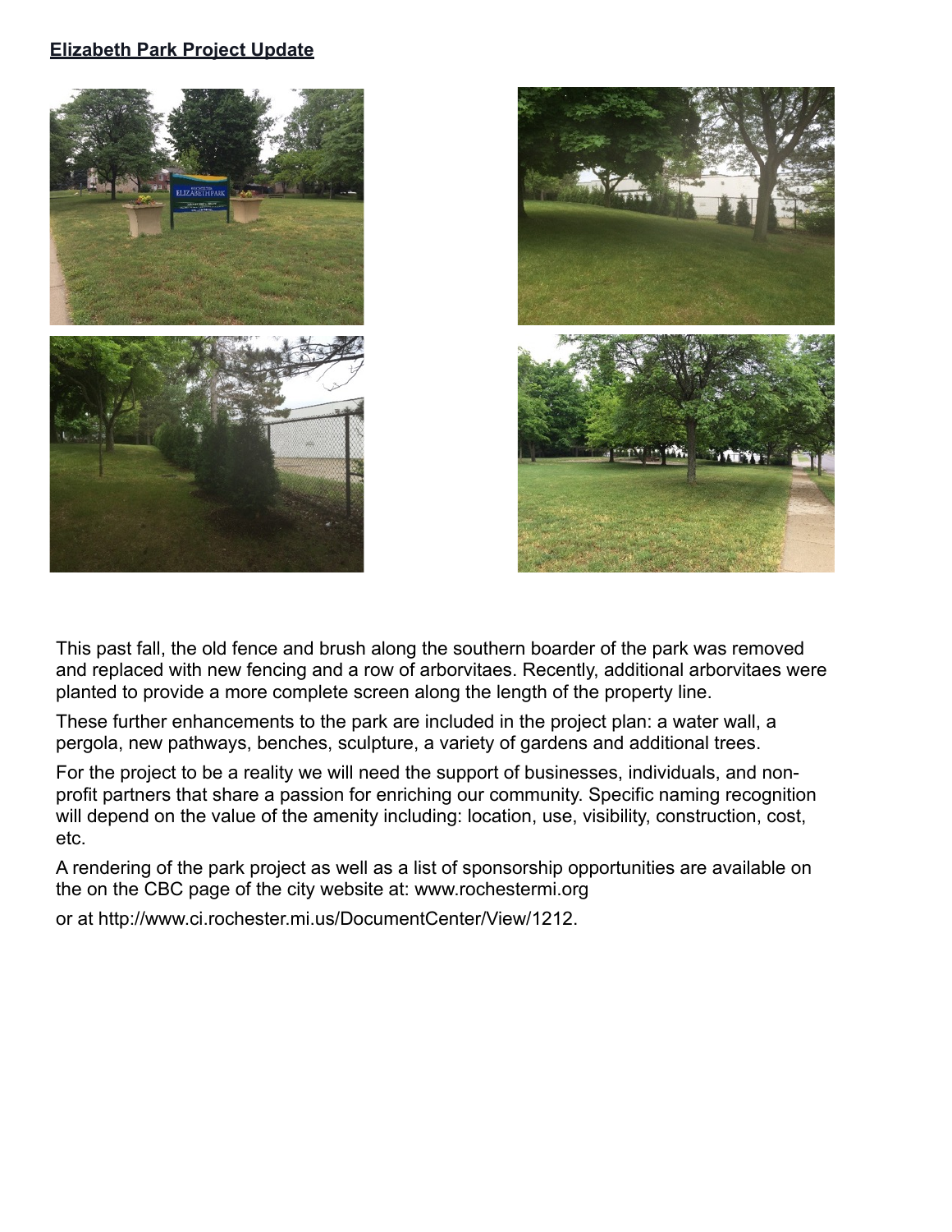**Elizabeth Park Project Update**

This past fall, the old fence and brush along the southern boarder of the park was removed and replaced with new fencing and a row of arborvitaes. Recently, additional arborvitaes were planted to provide a more complete screen along the length of the property line.

These further enhancements to the park are included in the project plan: a water wall, a pergola, new pathways, benches, sculpture, a variety of gardens and additional trees.

For the project to be a reality we will need the support of businesses, individuals, and non-profit partners that share a passion for enriching our community. Specific naming recognition will depend on the value of the amenity including: location, use, visibility, construction, cost, etc.

A rendering of the park project as well as a list of sponsorship opportunities are available on the on the CBC page of the city website at: www.rochestermi.org

or at http://www.ci.rochester.mi.us/DocumentCenter/View/1212.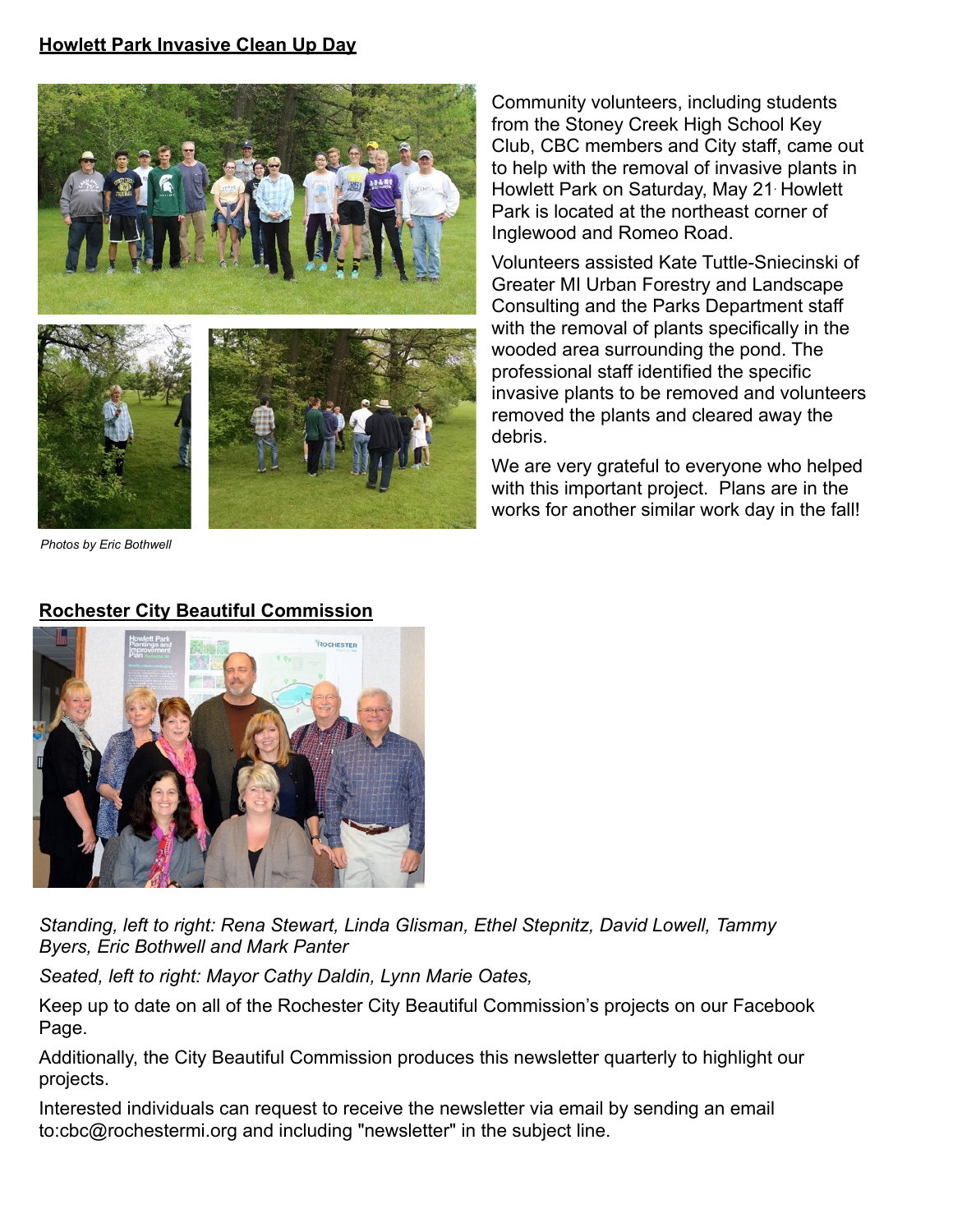**Howlett Park Invasive Clean Up Day**

Community volunteers, including students from the Stoney Creek High School Key Club, CBC members and City staff, came out to help with the removal of invasive plants in Howlett Park on Saturday, May 21. Howlett Park is located at the northeast corner of Inglewood and Romeo Road.

Volunteers assisted Kate Tuttle-Sniecinski of Greater MI Urban Forestry and Landscape Consulting and the Parks Department staff with the removal of plants specifically in the wooded area surrounding the pond. The professional staff identified the specific invasive plants to be removed and volunteers removed the plants and cleared away the debris.

We are very grateful to everyone who helped with this important project. Plans are in the works for another similar work day in the fall!

*Photos by Eric Bothwell*

**Rochester City Beautiful Commission**

*Standing, left to right: Rena Stewart, Linda Glisman, Ethel Stepnitz, David Lowell, Tammy Byers, Eric Bothwell and Mark Panter*

*Seated, left to right: Mayor Cathy Daldin, Lynn Marie Oates,*

Keep up to date on all of the Rochester City Beautiful Commission's projects on our Facebook Page.

Additionally, the City Beautiful Commission produces this newsletter quarterly to highlight our projects.

Interested individuals can request to receive the newsletter via email by sending an email to:cbc@rochestermi.org and including "newsletter" in the subject line.